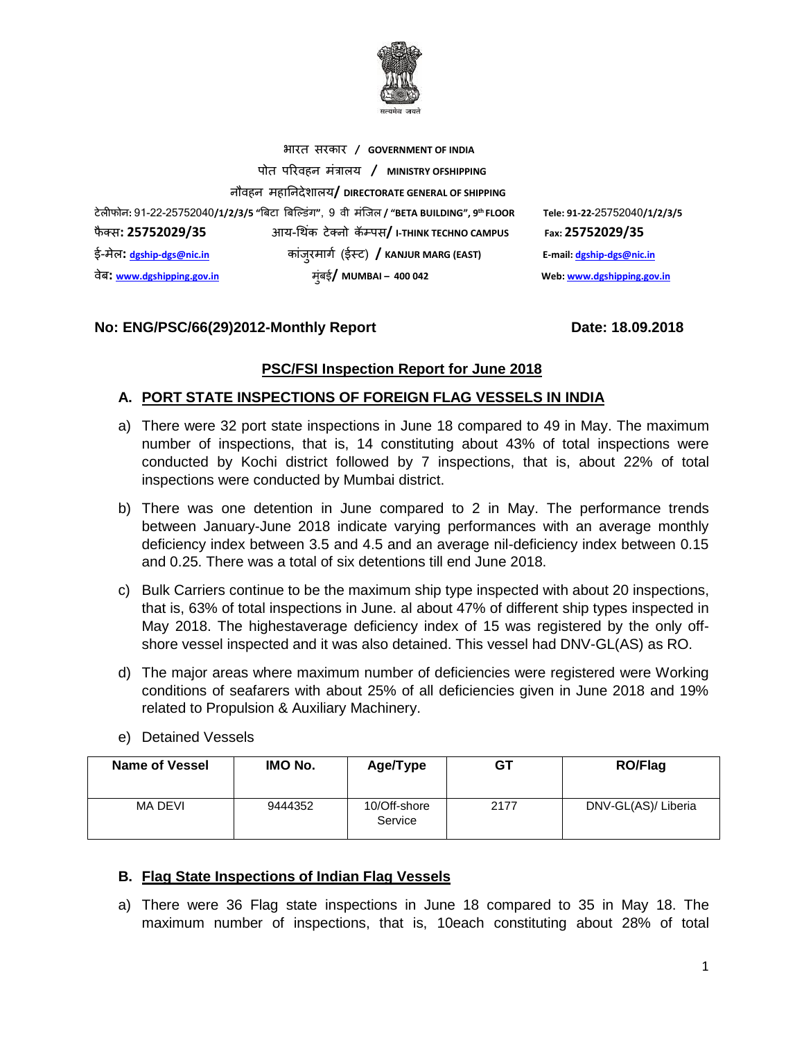भारत सरकार / **GOVERNMENT OF INDIA**

पोत परिवहन मंत्रालय / **MINISTRY OFSHIPPING**

नौवहन महानिदेशालय/ **DIRECTORATE GENERAL OF SHIPPING**

टेलीफोन: 91-22-25752040/1/2/3/5 "बिटा बिल्डिंग", 9 वी मंजिल / **"BETA BUILDING", 9th FLOOR** **Tele: 91-22-25752040/1/2/3/5**

फैक्स: **25752029/35** आय-थिंक टेक्नो कॅम्पस/ **I-THINK TECHNO CAMPUS** **Fax: 25752029/35**

ई-मेल: **dgship-dgs@nic.in** कांजुरमार्ग (ईस्ट) / **KANJUR MARG (EAST)** **E-mail: dgship-dgs@nic.in**

वेब: **www.dgshipping.gov.in** मुंबई/ **MUMBAI – 400 042** **Web: www.dgshipping.gov.in**

**No: ENG/PSC/66(29)2012-Monthly Report** **Date: 18.09.2018**

## PSC/FSI Inspection Report for June 2018

### A. PORT STATE INSPECTIONS OF FOREIGN FLAG VESSELS IN INDIA

a) There were 32 port state inspections in June 18 compared to 49 in May. The maximum number of inspections, that is, 14 constituting about 43% of total inspections were conducted by Kochi district followed by 7 inspections, that is, about 22% of total inspections were conducted by Mumbai district.

b) There was one detention in June compared to 2 in May. The performance trends between January-June 2018 indicate varying performances with an average monthly deficiency index between 3.5 and 4.5 and an average nil-deficiency index between 0.15 and 0.25. There was a total of six detentions till end June 2018.

c) Bulk Carriers continue to be the maximum ship type inspected with about 20 inspections, that is, 63% of total inspections in June. al about 47% of different ship types inspected in May 2018. The highestaverage deficiency index of 15 was registered by the only off-shore vessel inspected and it was also detained. This vessel had DNV-GL(AS) as RO.

d) The major areas where maximum number of deficiencies were registered were Working conditions of seafarers with about 25% of all deficiencies given in June 2018 and 19% related to Propulsion & Auxiliary Machinery.

e) Detained Vessels

| Name of Vessel | IMO No. | Age/Type | GT | RO/Flag |
|---|---|---|---|---|
| MA DEVI | 9444352 | 10/Off-shore Service | 2177 | DNV-GL(AS)/ Liberia |

### B. Flag State Inspections of Indian Flag Vessels

a) There were 36 Flag state inspections in June 18 compared to 35 in May 18. The maximum number of inspections, that is, 10each constituting about 28% of total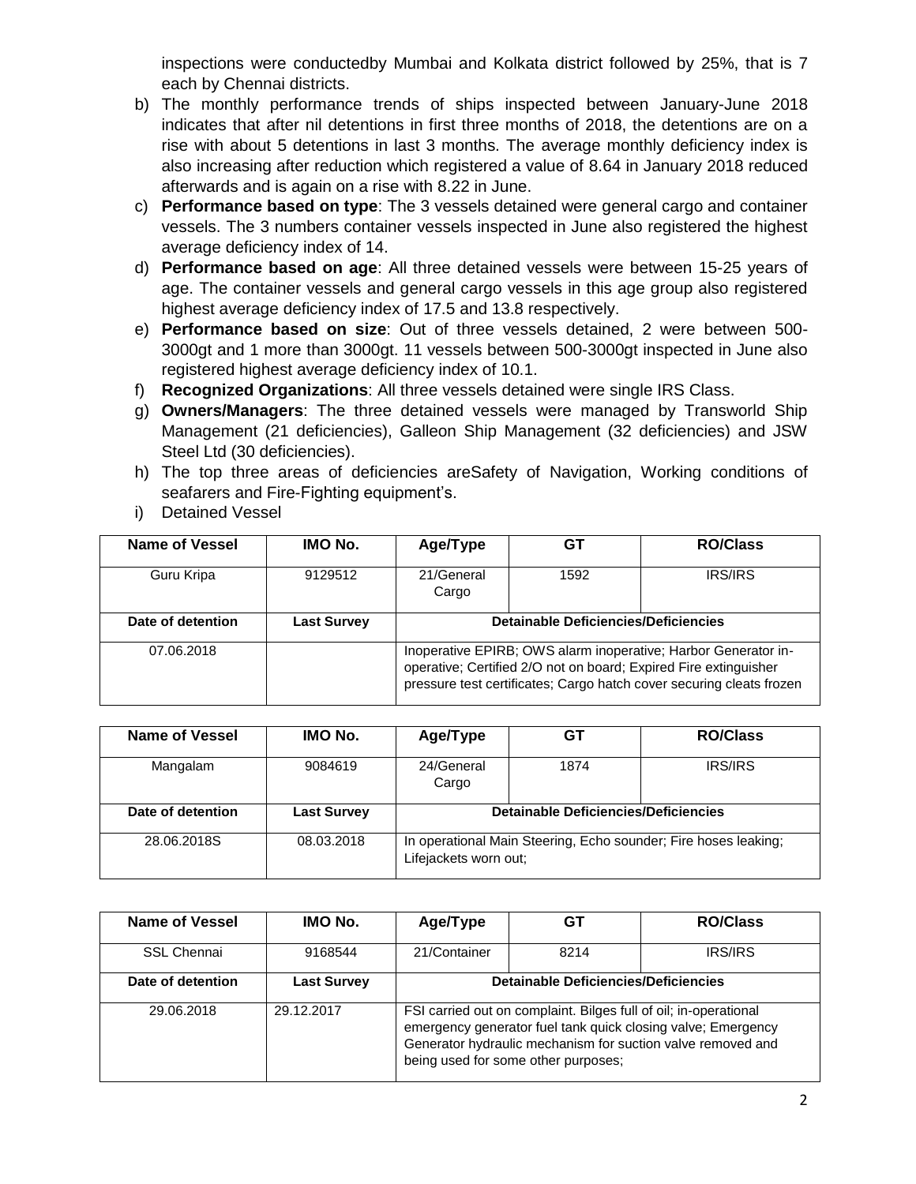inspections were conductedby Mumbai and Kolkata district followed by 25%, that is 7 each by Chennai districts.

b) The monthly performance trends of ships inspected between January-June 2018 indicates that after nil detentions in first three months of 2018, the detentions are on a rise with about 5 detentions in last 3 months. The average monthly deficiency index is also increasing after reduction which registered a value of 8.64 in January 2018 reduced afterwards and is again on a rise with 8.22 in June.
c) **Performance based on type**: The 3 vessels detained were general cargo and container vessels. The 3 numbers container vessels inspected in June also registered the highest average deficiency index of 14.
d) **Performance based on age**: All three detained vessels were between 15-25 years of age. The container vessels and general cargo vessels in this age group also registered highest average deficiency index of 17.5 and 13.8 respectively.
e) **Performance based on size**: Out of three vessels detained, 2 were between 500-3000gt and 1 more than 3000gt. 11 vessels between 500-3000gt inspected in June also registered highest average deficiency index of 10.1.
f) **Recognized Organizations**: All three vessels detained were single IRS Class.
g) **Owners/Managers**: The three detained vessels were managed by Transworld Ship Management (21 deficiencies), Galleon Ship Management (32 deficiencies) and JSW Steel Ltd (30 deficiencies).
h) The top three areas of deficiencies areSafety of Navigation, Working conditions of seafarers and Fire-Fighting equipment's.
i) Detained Vessel

| Name of Vessel | IMO No. | Age/Type | GT | RO/Class |
|---|---|---|---|---|
| Guru Kripa | 9129512 | 21/General Cargo | 1592 | IRS/IRS |
| **Date of detention** | **Last Survey** | **Detainable Deficiencies/Deficiencies** | | |
| 07.06.2018 | | Inoperative EPIRB; OWS alarm inoperative; Harbor Generator in-operative; Certified 2/O not on board; Expired Fire extinguisher pressure test certificates; Cargo hatch cover securing cleats frozen | | |

| Name of Vessel | IMO No. | Age/Type | GT | RO/Class |
|---|---|---|---|---|
| Mangalam | 9084619 | 24/General Cargo | 1874 | IRS/IRS |
| **Date of detention** | **Last Survey** | **Detainable Deficiencies/Deficiencies** | | |
| 28.06.2018S | 08.03.2018 | In operational Main Steering, Echo sounder; Fire hoses leaking; Lifejackets worn out; | | |

| Name of Vessel | IMO No. | Age/Type | GT | RO/Class |
|---|---|---|---|---|
| SSL Chennai | 9168544 | 21/Container | 8214 | IRS/IRS |
| **Date of detention** | **Last Survey** | **Detainable Deficiencies/Deficiencies** | | |
| 29.06.2018 | 29.12.2017 | FSI carried out on complaint. Bilges full of oil; in-operational emergency generator fuel tank quick closing valve; Emergency Generator hydraulic mechanism for suction valve removed and being used for some other purposes; | | |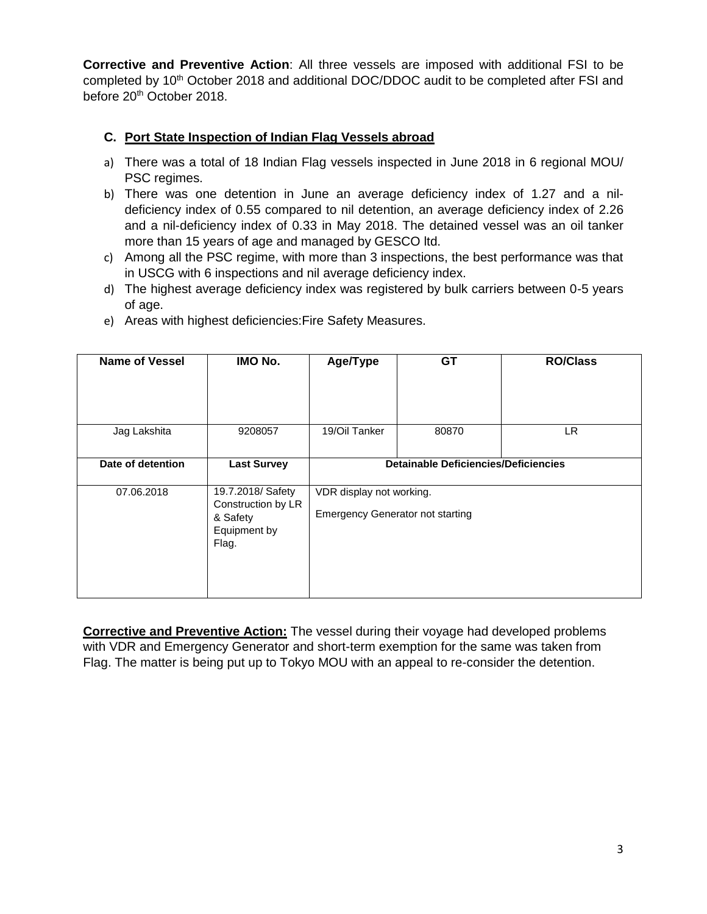**Corrective and Preventive Action**: All three vessels are imposed with additional FSI to be completed by 10th October 2018 and additional DOC/DDOC audit to be completed after FSI and before 20th October 2018.

### C. Port State Inspection of Indian Flag Vessels abroad

a) There was a total of 18 Indian Flag vessels inspected in June 2018 in 6 regional MOU/ PSC regimes.

b) There was one detention in June an average deficiency index of 1.27 and a nil-deficiency index of 0.55 compared to nil detention, an average deficiency index of 2.26 and a nil-deficiency index of 0.33 in May 2018. The detained vessel was an oil tanker more than 15 years of age and managed by GESCO ltd.

c) Among all the PSC regime, with more than 3 inspections, the best performance was that in USCG with 6 inspections and nil average deficiency index.

d) The highest average deficiency index was registered by bulk carriers between 0-5 years of age.

e) Areas with highest deficiencies:Fire Safety Measures.

| Name of Vessel | IMO No. | Age/Type | GT | RO/Class |
|---|---|---|---|---|
| Jag Lakshita | 9208057 | 19/Oil Tanker | 80870 | LR |
| **Date of detention** | **Last Survey** | **Detainable Deficiencies/Deficiencies** | | |
| 07.06.2018 | 19.7.2018/ Safety Construction by LR & Safety Equipment by Flag. | VDR display not working.<br>Emergency Generator not starting | | |

**Corrective and Preventive Action:** The vessel during their voyage had developed problems with VDR and Emergency Generator and short-term exemption for the same was taken from Flag. The matter is being put up to Tokyo MOU with an appeal to re-consider the detention.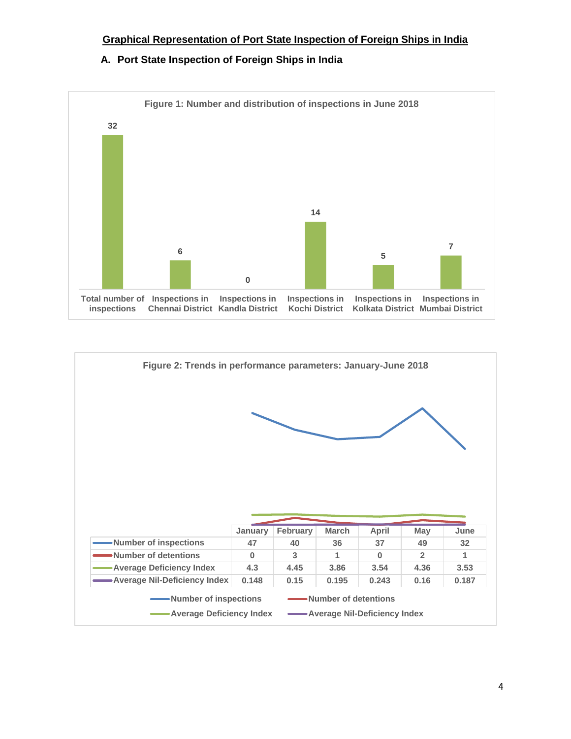## Graphical Representation of Port State Inspection of Foreign Ships in India

### A. Port State Inspection of Foreign Ships in India

**Figure 1: Number and distribution of inspections in June 2018**

| Total number of inspections | Inspections in Chennai District | Inspections in Kandla District | Inspections in Kochi District | Inspections in Kolkata District | Inspections in Mumbai District |
|---|---|---|---|---|---|
| 32 | 6 | 0 | 14 | 5 | 7 |

**Figure 2: Trends in performance parameters: January-June 2018**

| | January | February | March | April | May | June |
|---|---|---|---|---|---|---|
| Number of inspections | 47 | 40 | 36 | 37 | 49 | 32 |
| Number of detentions | 0 | 3 | 1 | 0 | 2 | 1 |
| Average Deficiency Index | 4.3 | 4.45 | 3.86 | 3.54 | 4.36 | 3.53 |
| Average Nil-Deficiency Index | 0.148 | 0.15 | 0.195 | 0.243 | 0.16 | 0.187 |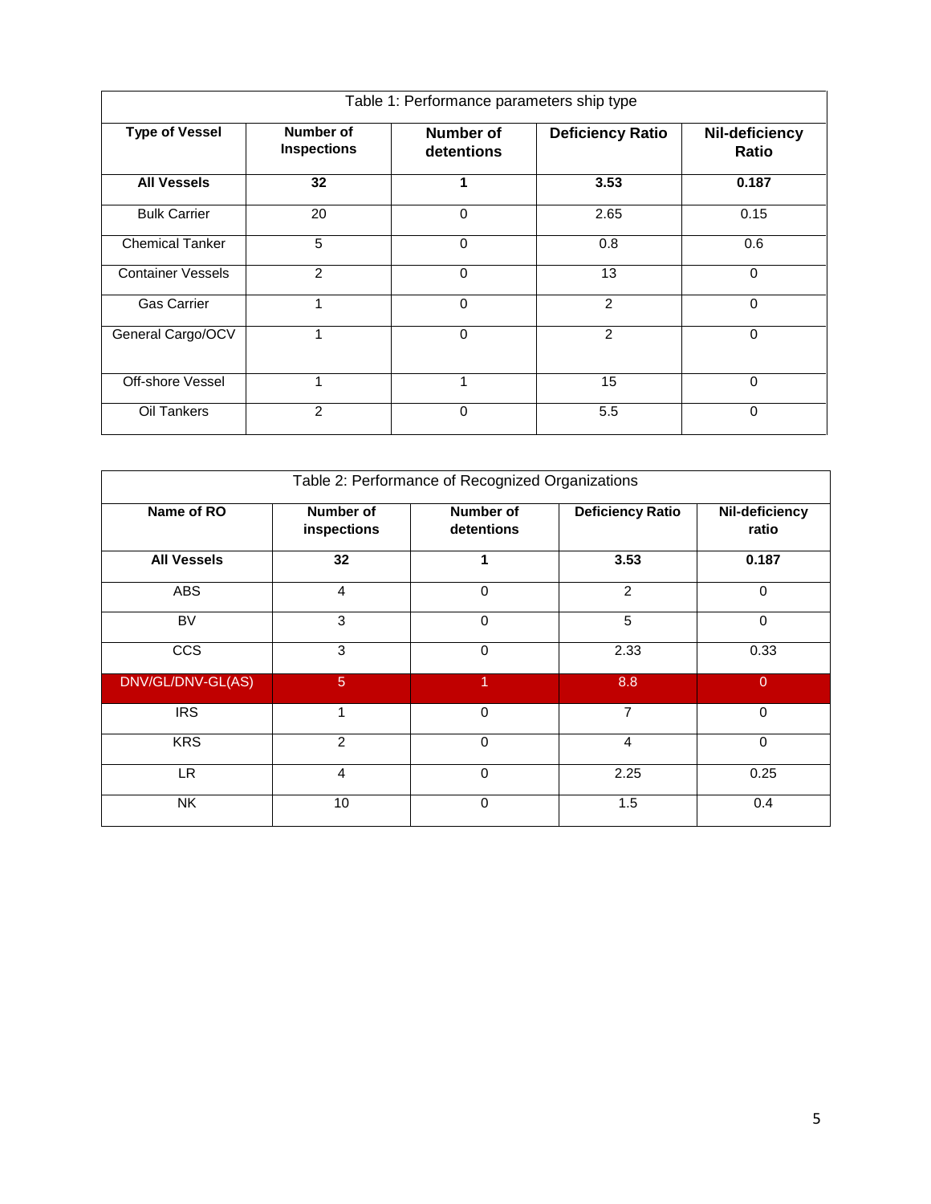| Table 1: Performance parameters ship type | | | | |
|---|---|---|---|---|
| **Type of Vessel** | **Number of Inspections** | **Number of detentions** | **Deficiency Ratio** | **Nil-deficiency Ratio** |
| **All Vessels** | **32** | **1** | **3.53** | **0.187** |
| Bulk Carrier | 20 | 0 | 2.65 | 0.15 |
| Chemical Tanker | 5 | 0 | 0.8 | 0.6 |
| Container Vessels | 2 | 0 | 13 | 0 |
| Gas Carrier | 1 | 0 | 2 | 0 |
| General Cargo/OCV | 1 | 0 | 2 | 0 |
| Off-shore Vessel | 1 | 1 | 15 | 0 |
| Oil Tankers | 2 | 0 | 5.5 | 0 |

| Table 2: Performance of Recognized Organizations | | | | |
|---|---|---|---|---|
| **Name of RO** | **Number of inspections** | **Number of detentions** | **Deficiency Ratio** | **Nil-deficiency ratio** |
| **All Vessels** | **32** | **1** | **3.53** | **0.187** |
| ABS | 4 | 0 | 2 | 0 |
| BV | 3 | 0 | 5 | 0 |
| CCS | 3 | 0 | 2.33 | 0.33 |
| DNV/GL/DNV-GL(AS) | 5 | 1 | 8.8 | 0 |
| IRS | 1 | 0 | 7 | 0 |
| KRS | 2 | 0 | 4 | 0 |
| LR | 4 | 0 | 2.25 | 0.25 |
| NK | 10 | 0 | 1.5 | 0.4 |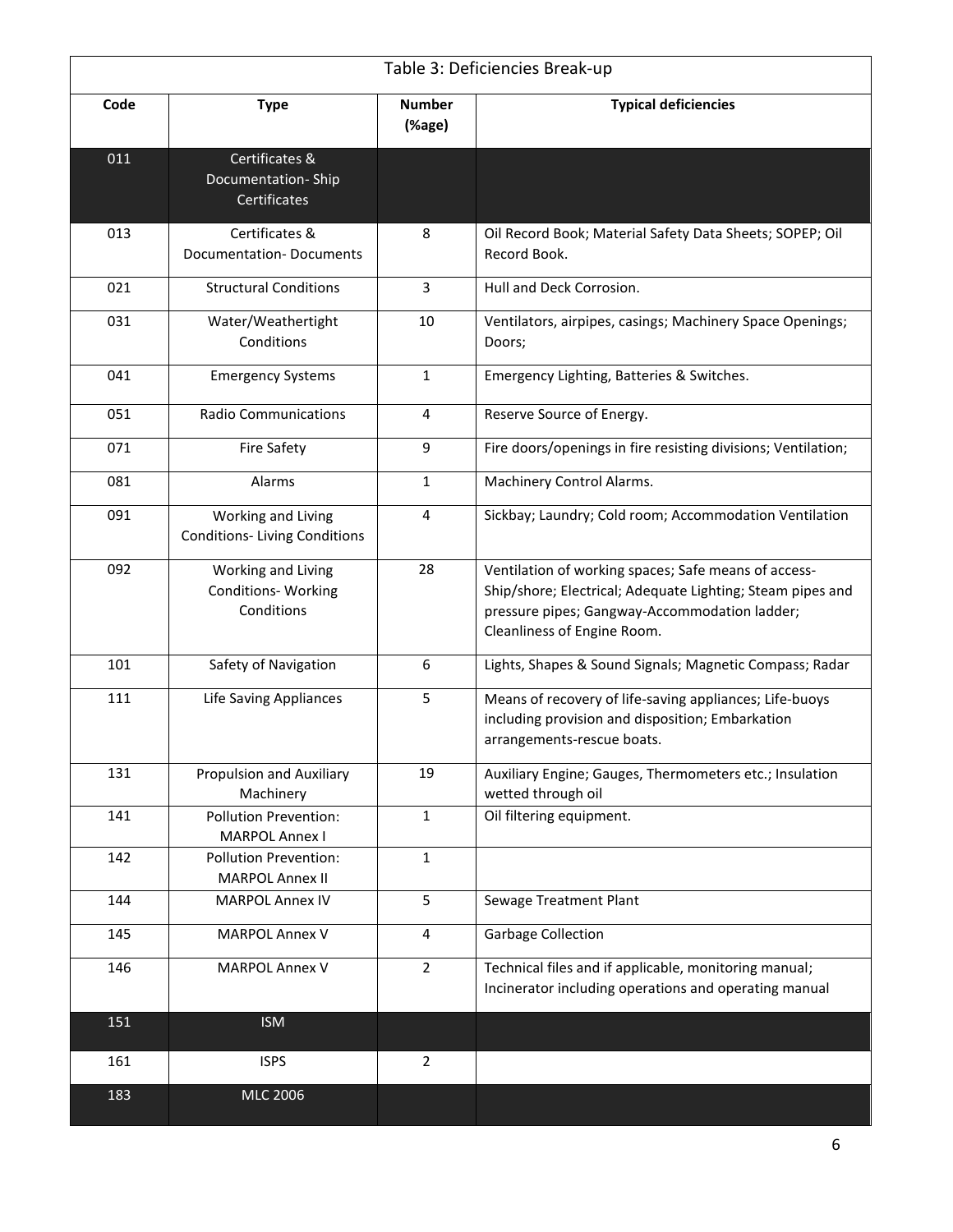| Table 3: Deficiencies Break-up | | | |
|---|---|---|---|
| **Code** | **Type** | **Number (%age)** | **Typical deficiencies** |
| 011 | Certificates & Documentation- Ship Certificates | | |
| 013 | Certificates & Documentation- Documents | 8 | Oil Record Book; Material Safety Data Sheets; SOPEP; Oil Record Book. |
| 021 | Structural Conditions | 3 | Hull and Deck Corrosion. |
| 031 | Water/Weathertight Conditions | 10 | Ventilators, airpipes, casings; Machinery Space Openings; Doors; |
| 041 | Emergency Systems | 1 | Emergency Lighting, Batteries & Switches. |
| 051 | Radio Communications | 4 | Reserve Source of Energy. |
| 071 | Fire Safety | 9 | Fire doors/openings in fire resisting divisions; Ventilation; |
| 081 | Alarms | 1 | Machinery Control Alarms. |
| 091 | Working and Living Conditions- Living Conditions | 4 | Sickbay; Laundry; Cold room; Accommodation Ventilation |
| 092 | Working and Living Conditions- Working Conditions | 28 | Ventilation of working spaces; Safe means of access-Ship/shore; Electrical; Adequate Lighting; Steam pipes and pressure pipes; Gangway-Accommodation ladder; Cleanliness of Engine Room. |
| 101 | Safety of Navigation | 6 | Lights, Shapes & Sound Signals; Magnetic Compass; Radar |
| 111 | Life Saving Appliances | 5 | Means of recovery of life-saving appliances; Life-buoys including provision and disposition; Embarkation arrangements-rescue boats. |
| 131 | Propulsion and Auxiliary Machinery | 19 | Auxiliary Engine; Gauges, Thermometers etc.; Insulation wetted through oil |
| 141 | Pollution Prevention: MARPOL Annex I | 1 | Oil filtering equipment. |
| 142 | Pollution Prevention: MARPOL Annex II | 1 | |
| 144 | MARPOL Annex IV | 5 | Sewage Treatment Plant |
| 145 | MARPOL Annex V | 4 | Garbage Collection |
| 146 | MARPOL Annex V | 2 | Technical files and if applicable, monitoring manual; Incinerator including operations and operating manual |
| 151 | ISM | | |
| 161 | ISPS | 2 | |
| 183 | MLC 2006 | | |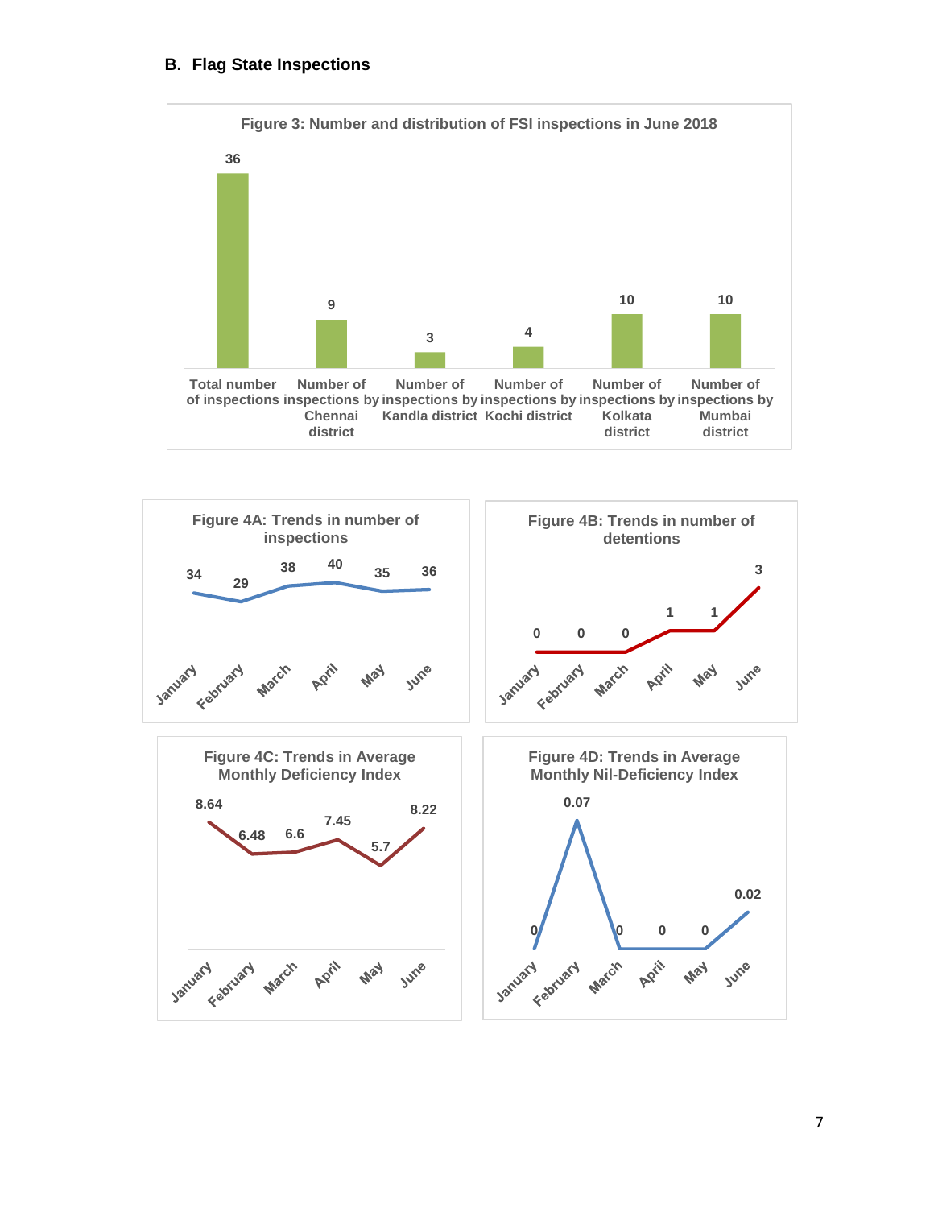### B. Flag State Inspections

**Figure 3: Number and distribution of FSI inspections in June 2018**

| Category | Value |
|---|---|
| Total number of inspections | 36 |
| Number of inspections by Chennai district | 9 |
| Number of inspections by Kandla district | 3 |
| Number of inspections by Kochi district | 4 |
| Number of inspections by Kolkata district | 10 |
| Number of inspections by Mumbai district | 10 |

**Figure 4A: Trends in number of inspections**

| January | February | March | April | May | June |
|---|---|---|---|---|---|
| 34 | 29 | 38 | 40 | 35 | 36 |

**Figure 4B: Trends in number of detentions**

| January | February | March | April | May | June |
|---|---|---|---|---|---|
| 0 | 0 | 0 | 1 | 1 | 3 |

**Figure 4C: Trends in Average Monthly Deficiency Index**

| January | February | March | April | May | June |
|---|---|---|---|---|---|
| 8.64 | 6.48 | 6.6 | 7.45 | 5.7 | 8.22 |

**Figure 4D: Trends in Average Monthly Nil-Deficiency Index**

| January | February | March | April | May | June |
|---|---|---|---|---|---|
| 0 | 0.07 | 0 | 0 | 0 | 0.02 |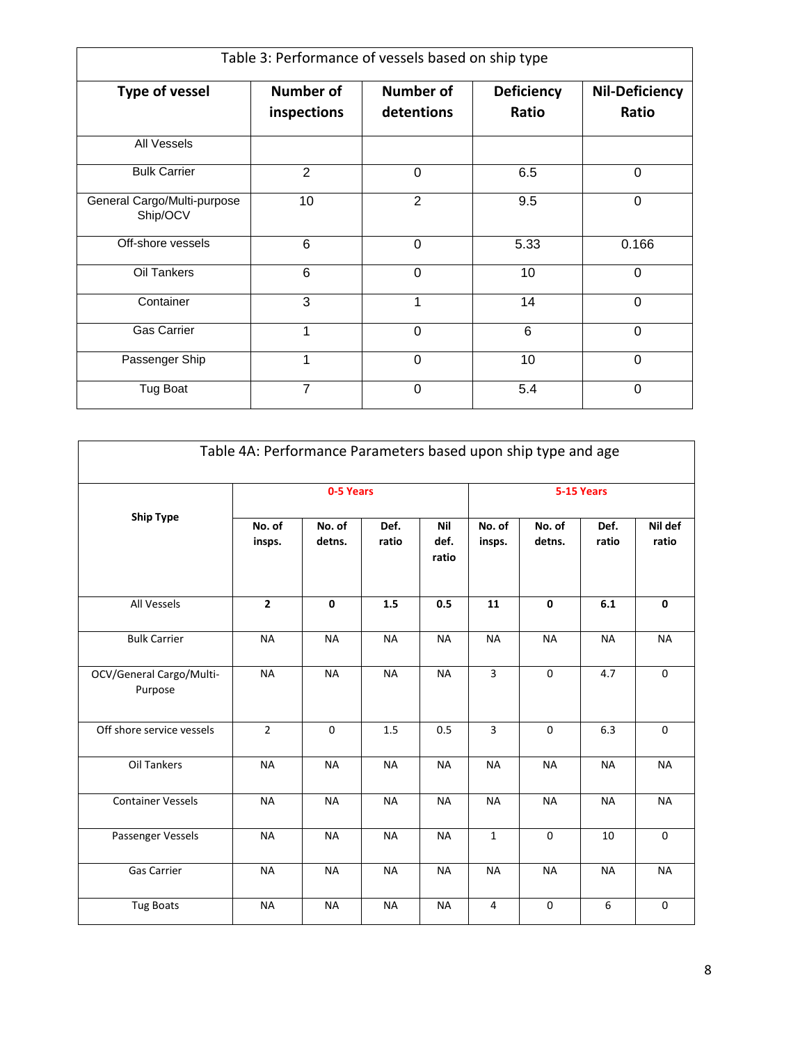| Table 3: Performance of vessels based on ship type | | | | |
|---|---|---|---|---|
| **Type of vessel** | **Number of inspections** | **Number of detentions** | **Deficiency Ratio** | **Nil-Deficiency Ratio** |
| All Vessels | | | | |
| Bulk Carrier | 2 | 0 | 6.5 | 0 |
| General Cargo/Multi-purpose Ship/OCV | 10 | 2 | 9.5 | 0 |
| Off-shore vessels | 6 | 0 | 5.33 | 0.166 |
| Oil Tankers | 6 | 0 | 10 | 0 |
| Container | 3 | 1 | 14 | 0 |
| Gas Carrier | 1 | 0 | 6 | 0 |
| Passenger Ship | 1 | 0 | 10 | 0 |
| Tug Boat | 7 | 0 | 5.4 | 0 |

| Table 4A: Performance Parameters based upon ship type and age | | | | | | | | |
|---|---|---|---|---|---|---|---|---|
| **Ship Type** | **0-5 Years** | | | | **5-15 Years** | | | |
| | **No. of insps.** | **No. of detns.** | **Def. ratio** | **Nil def. ratio** | **No. of insps.** | **No. of detns.** | **Def. ratio** | **Nil def ratio** |
| All Vessels | **2** | **0** | **1.5** | **0.5** | **11** | **0** | **6.1** | **0** |
| Bulk Carrier | NA | NA | NA | NA | NA | NA | NA | NA |
| OCV/General Cargo/Multi-Purpose | NA | NA | NA | NA | 3 | 0 | 4.7 | 0 |
| Off shore service vessels | 2 | 0 | 1.5 | 0.5 | 3 | 0 | 6.3 | 0 |
| Oil Tankers | NA | NA | NA | NA | NA | NA | NA | NA |
| Container Vessels | NA | NA | NA | NA | NA | NA | NA | NA |
| Passenger Vessels | NA | NA | NA | NA | 1 | 0 | 10 | 0 |
| Gas Carrier | NA | NA | NA | NA | NA | NA | NA | NA |
| Tug Boats | NA | NA | NA | NA | 4 | 0 | 6 | 0 |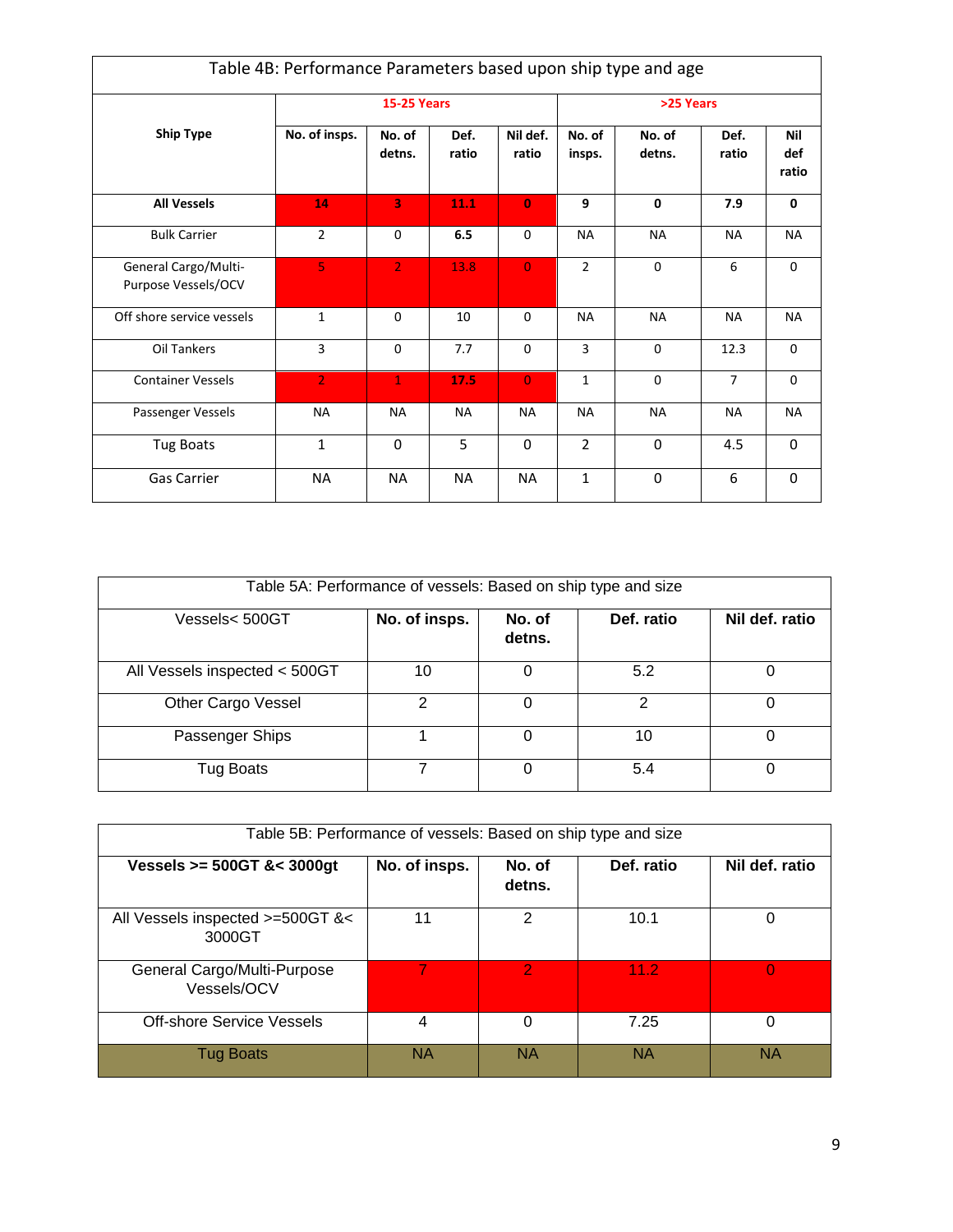| Table 4B: Performance Parameters based upon ship type and age | | | | | | | | |
|---|---|---|---|---|---|---|---|---|
| **Ship Type** | **15-25 Years** | | | | **>25 Years** | | | |
| | **No. of insps.** | **No. of detns.** | **Def. ratio** | **Nil def. ratio** | **No. of insps.** | **No. of detns.** | **Def. ratio** | **Nil def ratio** |
| **All Vessels** | **14** | **3** | **11.1** | **0** | **9** | **0** | **7.9** | **0** |
| Bulk Carrier | 2 | 0 | **6.5** | 0 | NA | NA | NA | NA |
| General Cargo/Multi-Purpose Vessels/OCV | 5 | 2 | 13.8 | 0 | 2 | 0 | 6 | 0 |
| Off shore service vessels | 1 | 0 | 10 | 0 | NA | NA | NA | NA |
| Oil Tankers | 3 | 0 | 7.7 | 0 | 3 | 0 | 12.3 | 0 |
| Container Vessels | 2 | 1 | **17.5** | 0 | 1 | 0 | 7 | 0 |
| Passenger Vessels | NA | NA | NA | NA | NA | NA | NA | NA |
| Tug Boats | 1 | 0 | 5 | 0 | 2 | 0 | 4.5 | 0 |
| Gas Carrier | NA | NA | NA | NA | 1 | 0 | 6 | 0 |

| Table 5A: Performance of vessels: Based on ship type and size | | | | |
|---|---|---|---|---|
| Vessels< 500GT | **No. of insps.** | **No. of detns.** | **Def. ratio** | **Nil def. ratio** |
| All Vessels inspected < 500GT | 10 | 0 | 5.2 | 0 |
| Other Cargo Vessel | 2 | 0 | 2 | 0 |
| Passenger Ships | 1 | 0 | 10 | 0 |
| Tug Boats | 7 | 0 | 5.4 | 0 |

| Table 5B: Performance of vessels: Based on ship type and size | | | | |
|---|---|---|---|---|
| **Vessels >= 500GT &< 3000gt** | **No. of insps.** | **No. of detns.** | **Def. ratio** | **Nil def. ratio** |
| All Vessels inspected >=500GT &< 3000GT | 11 | 2 | 10.1 | 0 |
| General Cargo/Multi-Purpose Vessels/OCV | 7 | 2 | 11.2 | 0 |
| Off-shore Service Vessels | 4 | 0 | 7.25 | 0 |
| Tug Boats | NA | NA | NA | NA |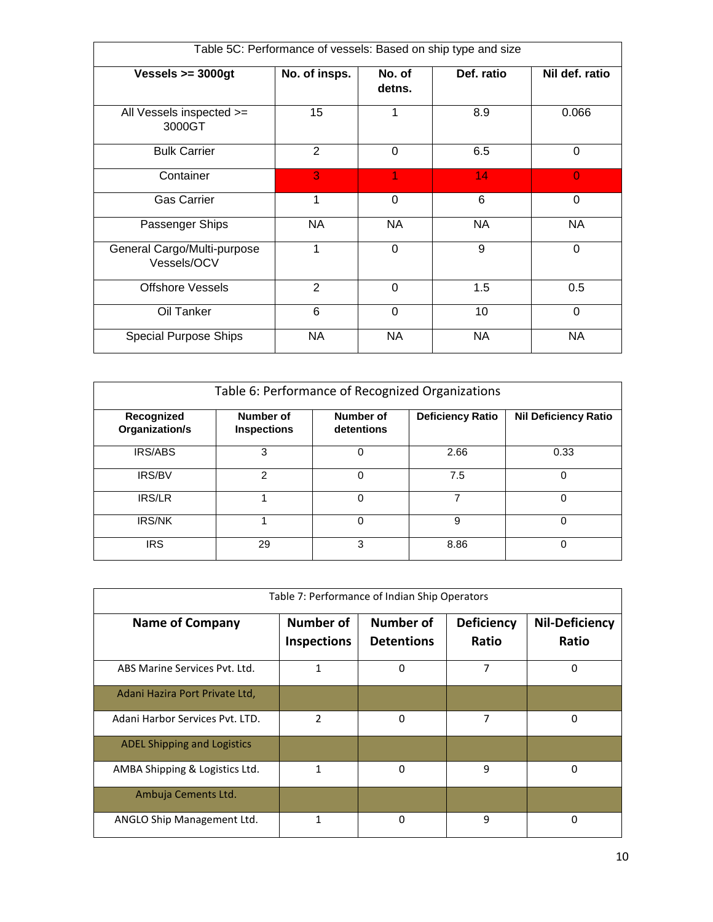| Table 5C: Performance of vessels: Based on ship type and size | | | | |
|---|---|---|---|---|
| **Vessels >= 3000gt** | **No. of insps.** | **No. of detns.** | **Def. ratio** | **Nil def. ratio** |
| All Vessels inspected >= 3000GT | 15 | 1 | 8.9 | 0.066 |
| Bulk Carrier | 2 | 0 | 6.5 | 0 |
| Container | 3 | 1 | 14 | 0 |
| Gas Carrier | 1 | 0 | 6 | 0 |
| Passenger Ships | NA | NA | NA | NA |
| General Cargo/Multi-purpose Vessels/OCV | 1 | 0 | 9 | 0 |
| Offshore Vessels | 2 | 0 | 1.5 | 0.5 |
| Oil Tanker | 6 | 0 | 10 | 0 |
| Special Purpose Ships | NA | NA | NA | NA |

| Table 6: Performance of Recognized Organizations | | | | |
|---|---|---|---|---|
| **Recognized Organization/s** | **Number of Inspections** | **Number of detentions** | **Deficiency Ratio** | **Nil Deficiency Ratio** |
| IRS/ABS | 3 | 0 | 2.66 | 0.33 |
| IRS/BV | 2 | 0 | 7.5 | 0 |
| IRS/LR | 1 | 0 | 7 | 0 |
| IRS/NK | 1 | 0 | 9 | 0 |
| IRS | 29 | 3 | 8.86 | 0 |

| Table 7: Performance of Indian Ship Operators | | | | |
|---|---|---|---|---|
| **Name of Company** | **Number of Inspections** | **Number of Detentions** | **Deficiency Ratio** | **Nil-Deficiency Ratio** |
| ABS Marine Services Pvt. Ltd. | 1 | 0 | 7 | 0 |
| Adani Hazira Port Private Ltd, | | | | |
| Adani Harbor Services Pvt. LTD. | 2 | 0 | 7 | 0 |
| ADEL Shipping and Logistics | | | | |
| AMBA Shipping & Logistics Ltd. | 1 | 0 | 9 | 0 |
| Ambuja Cements Ltd. | | | | |
| ANGLO Ship Management Ltd. | 1 | 0 | 9 | 0 |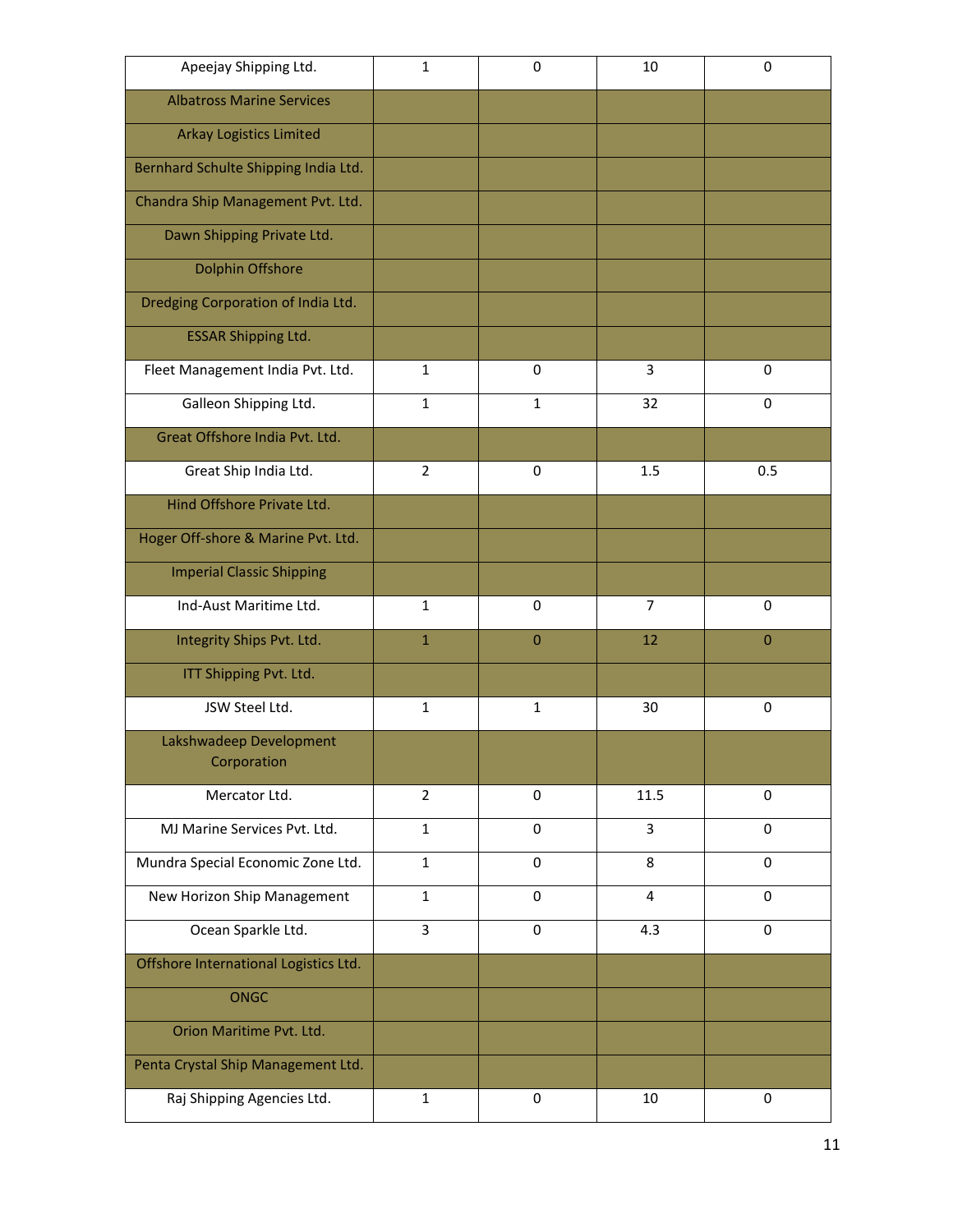| Apeejay Shipping Ltd. | 1 | 0 | 10 | 0 |
|---|---|---|---|---|
| Albatross Marine Services | | | | |
| Arkay Logistics Limited | | | | |
| Bernhard Schulte Shipping India Ltd. | | | | |
| Chandra Ship Management Pvt. Ltd. | | | | |
| Dawn Shipping Private Ltd. | | | | |
| Dolphin Offshore | | | | |
| Dredging Corporation of India Ltd. | | | | |
| ESSAR Shipping Ltd. | | | | |
| Fleet Management India Pvt. Ltd. | 1 | 0 | 3 | 0 |
| Galleon Shipping Ltd. | 1 | 1 | 32 | 0 |
| Great Offshore India Pvt. Ltd. | | | | |
| Great Ship India Ltd. | 2 | 0 | 1.5 | 0.5 |
| Hind Offshore Private Ltd. | | | | |
| Hoger Off-shore & Marine Pvt. Ltd. | | | | |
| Imperial Classic Shipping | | | | |
| Ind-Aust Maritime Ltd. | 1 | 0 | 7 | 0 |
| Integrity Ships Pvt. Ltd. | 1 | 0 | 12 | 0 |
| ITT Shipping Pvt. Ltd. | | | | |
| JSW Steel Ltd. | 1 | 1 | 30 | 0 |
| Lakshwadeep Development Corporation | | | | |
| Mercator Ltd. | 2 | 0 | 11.5 | 0 |
| MJ Marine Services Pvt. Ltd. | 1 | 0 | 3 | 0 |
| Mundra Special Economic Zone Ltd. | 1 | 0 | 8 | 0 |
| New Horizon Ship Management | 1 | 0 | 4 | 0 |
| Ocean Sparkle Ltd. | 3 | 0 | 4.3 | 0 |
| Offshore International Logistics Ltd. | | | | |
| ONGC | | | | |
| Orion Maritime Pvt. Ltd. | | | | |
| Penta Crystal Ship Management Ltd. | | | | |
| Raj Shipping Agencies Ltd. | 1 | 0 | 10 | 0 |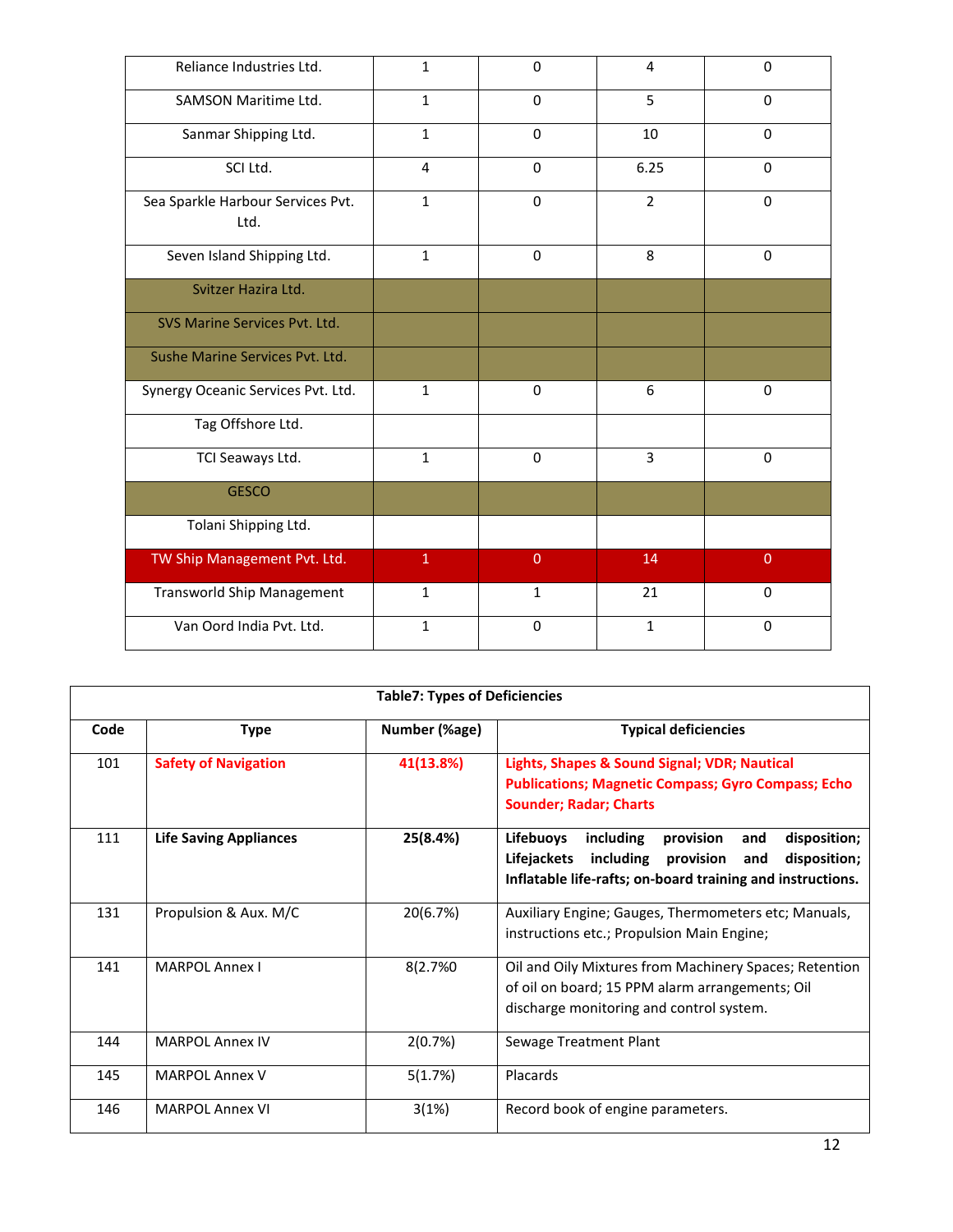| | | | | |
|---|---|---|---|---|
| Reliance Industries Ltd. | 1 | 0 | 4 | 0 |
| SAMSON Maritime Ltd. | 1 | 0 | 5 | 0 |
| Sanmar Shipping Ltd. | 1 | 0 | 10 | 0 |
| SCI Ltd. | 4 | 0 | 6.25 | 0 |
| Sea Sparkle Harbour Services Pvt. Ltd. | 1 | 0 | 2 | 0 |
| Seven Island Shipping Ltd. | 1 | 0 | 8 | 0 |
| Svitzer Hazira Ltd. | | | | |
| SVS Marine Services Pvt. Ltd. | | | | |
| Sushe Marine Services Pvt. Ltd. | | | | |
| Synergy Oceanic Services Pvt. Ltd. | 1 | 0 | 6 | 0 |
| Tag Offshore Ltd. | | | | |
| TCI Seaways Ltd. | 1 | 0 | 3 | 0 |
| GESCO | | | | |
| Tolani Shipping Ltd. | | | | |
| TW Ship Management Pvt. Ltd. | 1 | 0 | 14 | 0 |
| Transworld Ship Management | 1 | 1 | 21 | 0 |
| Van Oord India Pvt. Ltd. | 1 | 0 | 1 | 0 |

**Table7: Types of Deficiencies**

| Code | Type | Number (%age) | Typical deficiencies |
|---|---|---|---|
| 101 | **Safety of Navigation** | **41(13.8%)** | **Lights, Shapes & Sound Signal; VDR; Nautical Publications; Magnetic Compass; Gyro Compass; Echo Sounder; Radar; Charts** |
| 111 | **Life Saving Appliances** | **25(8.4%)** | **Lifebuoys including provision and disposition; Lifejackets including provision and disposition; Inflatable life-rafts; on-board training and instructions.** |
| 131 | Propulsion & Aux. M/C | 20(6.7%) | Auxiliary Engine; Gauges, Thermometers etc; Manuals, instructions etc.; Propulsion Main Engine; |
| 141 | MARPOL Annex I | 8(2.7%0 | Oil and Oily Mixtures from Machinery Spaces; Retention of oil on board; 15 PPM alarm arrangements; Oil discharge monitoring and control system. |
| 144 | MARPOL Annex IV | 2(0.7%) | Sewage Treatment Plant |
| 145 | MARPOL Annex V | 5(1.7%) | Placards |
| 146 | MARPOL Annex VI | 3(1%) | Record book of engine parameters. |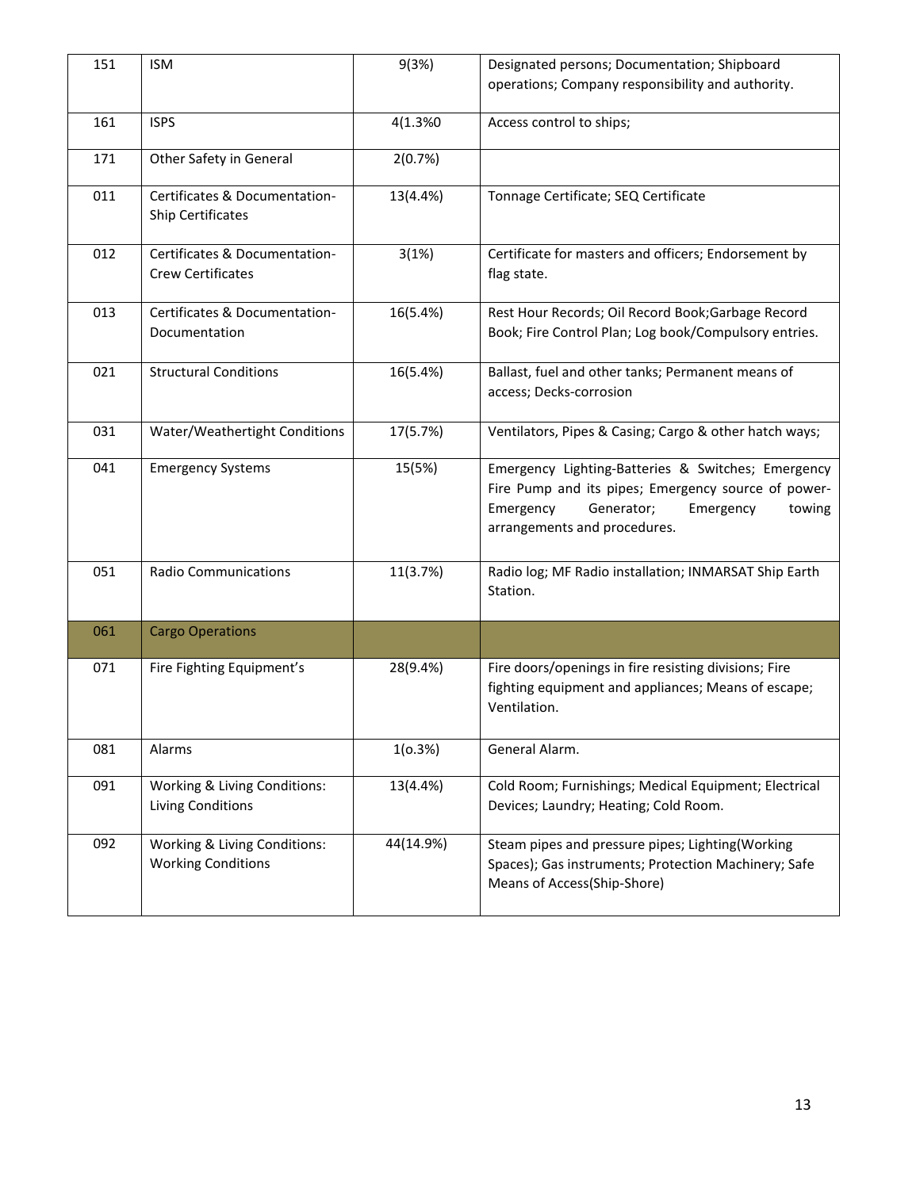| 151 | ISM | 9(3%) | Designated persons; Documentation; Shipboard operations; Company responsibility and authority. |
|---|---|---|---|
| 161 | ISPS | 4(1.3%0 | Access control to ships; |
| 171 | Other Safety in General | 2(0.7%) | |
| 011 | Certificates & Documentation-Ship Certificates | 13(4.4%) | Tonnage Certificate; SEQ Certificate |
| 012 | Certificates & Documentation-Crew Certificates | 3(1%) | Certificate for masters and officers; Endorsement by flag state. |
| 013 | Certificates & Documentation-Documentation | 16(5.4%) | Rest Hour Records; Oil Record Book;Garbage Record Book; Fire Control Plan; Log book/Compulsory entries. |
| 021 | Structural Conditions | 16(5.4%) | Ballast, fuel and other tanks; Permanent means of access; Decks-corrosion |
| 031 | Water/Weathertight Conditions | 17(5.7%) | Ventilators, Pipes & Casing; Cargo & other hatch ways; |
| 041 | Emergency Systems | 15(5%) | Emergency Lighting-Batteries & Switches; Emergency Fire Pump and its pipes; Emergency source of power-Emergency Generator; Emergency towing arrangements and procedures. |
| 051 | Radio Communications | 11(3.7%) | Radio log; MF Radio installation; INMARSAT Ship Earth Station. |
| 061 | Cargo Operations | | |
| 071 | Fire Fighting Equipment's | 28(9.4%) | Fire doors/openings in fire resisting divisions; Fire fighting equipment and appliances; Means of escape; Ventilation. |
| 081 | Alarms | 1(o.3%) | General Alarm. |
| 091 | Working & Living Conditions: Living Conditions | 13(4.4%) | Cold Room; Furnishings; Medical Equipment; Electrical Devices; Laundry; Heating; Cold Room. |
| 092 | Working & Living Conditions: Working Conditions | 44(14.9%) | Steam pipes and pressure pipes; Lighting(Working Spaces); Gas instruments; Protection Machinery; Safe Means of Access(Ship-Shore) |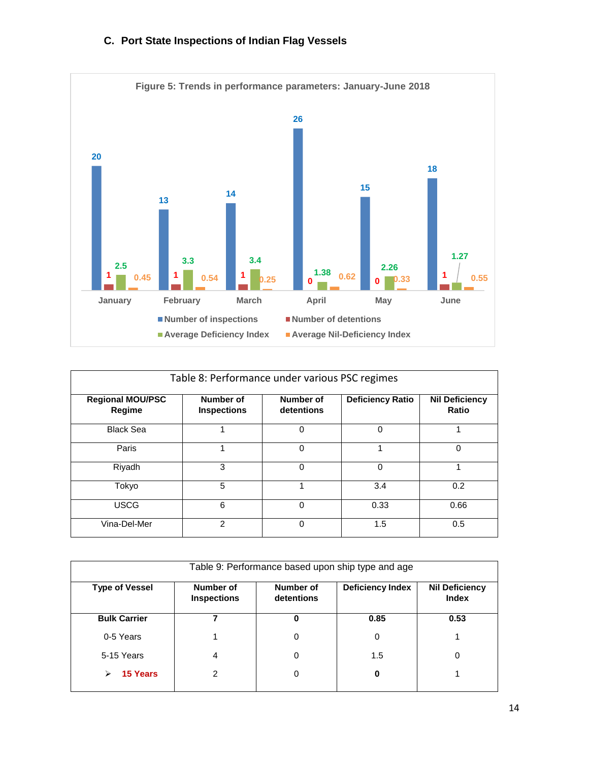### C. Port State Inspections of Indian Flag Vessels

Figure 5: Trends in performance parameters: January-June 2018

| Month | Number of inspections | Number of detentions | Average Deficiency Index | Average Nil-Deficiency Index |
|---|---|---|---|---|
| January | 20 | 1 | 2.5 | 0.45 |
| February | 13 | 1 | 3.3 | 0.54 |
| March | 14 | 1 | 3.4 | 0.25 |
| April | 26 | 0 | 1.38 | 0.62 |
| May | 15 | 0 | 2.26 | 0.33 |
| June | 18 | 1 | 1.27 | 0.55 |

Table 8: Performance under various PSC regimes

| Regional MOU/PSC Regime | Number of Inspections | Number of detentions | Deficiency Ratio | Nil Deficiency Ratio |
|---|---|---|---|---|
| Black Sea | 1 | 0 | 0 | 1 |
| Paris | 1 | 0 | 1 | 0 |
| Riyadh | 3 | 0 | 0 | 1 |
| Tokyo | 5 | 1 | 3.4 | 0.2 |
| USCG | 6 | 0 | 0.33 | 0.66 |
| Vina-Del-Mer | 2 | 0 | 1.5 | 0.5 |

Table 9: Performance based upon ship type and age

| Type of Vessel | Number of Inspections | Number of detentions | Deficiency Index | Nil Deficiency Index |
|---|---|---|---|---|
| **Bulk Carrier** | **7** | **0** | **0.85** | **0.53** |
| 0-5 Years | 1 | 0 | 0 | 1 |
| 5-15 Years | 4 | 0 | 1.5 | 0 |
| ➢ 15 Years | 2 | 0 | **0** | 1 |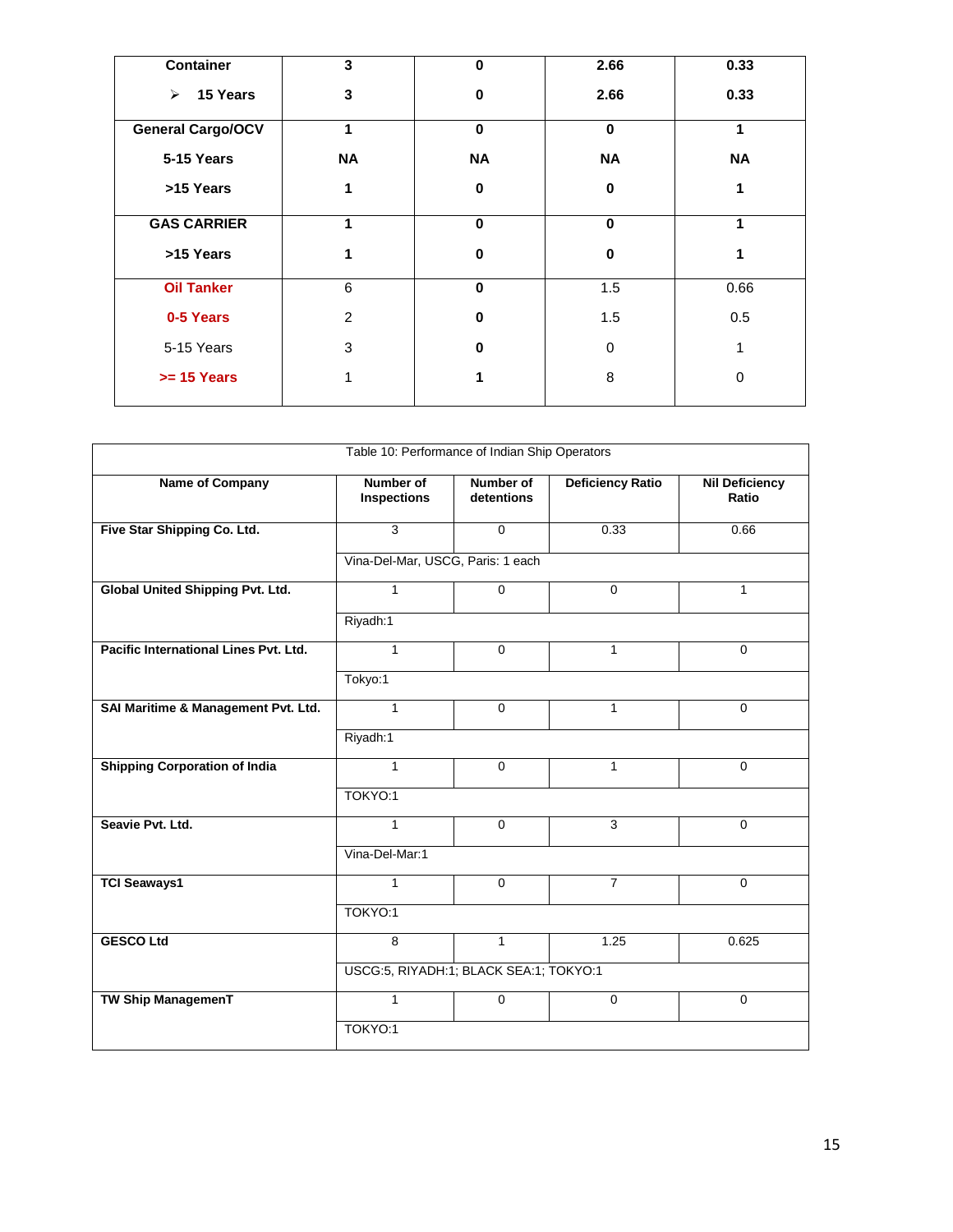| Container | 3 | 0 | 2.66 | 0.33 |
|---|---|---|---|---|
| ➢ 15 Years | 3 | 0 | 2.66 | 0.33 |
| **General Cargo/OCV** | **1** | **0** | **0** | **1** |
| 5-15 Years | NA | NA | NA | NA |
| >15 Years | 1 | 0 | 0 | 1 |
| **GAS CARRIER** | **1** | **0** | **0** | **1** |
| >15 Years | 1 | 0 | 0 | 1 |
| **Oil Tanker** | 6 | 0 | 1.5 | 0.66 |
| **0-5 Years** | 2 | 0 | 1.5 | 0.5 |
| 5-15 Years | 3 | 0 | 0 | 1 |
| **>= 15 Years** | 1 | 1 | 8 | 0 |

Table 10: Performance of Indian Ship Operators

| Name of Company | Number of Inspections | Number of detentions | Deficiency Ratio | Nil Deficiency Ratio |
|---|---|---|---|---|
| **Five Star Shipping Co. Ltd.** | 3 | 0 | 0.33 | 0.66 |
| | Vina-Del-Mar, USCG, Paris: 1 each | | | |
| **Global United Shipping Pvt. Ltd.** | 1 | 0 | 0 | 1 |
| | Riyadh:1 | | | |
| **Pacific International Lines Pvt. Ltd.** | 1 | 0 | 1 | 0 |
| | Tokyo:1 | | | |
| **SAI Maritime & Management Pvt. Ltd.** | 1 | 0 | 1 | 0 |
| | Riyadh:1 | | | |
| **Shipping Corporation of India** | 1 | 0 | 1 | 0 |
| | TOKYO:1 | | | |
| **Seavie Pvt. Ltd.** | 1 | 0 | 3 | 0 |
| | Vina-Del-Mar:1 | | | |
| **TCI Seaways1** | 1 | 0 | 7 | 0 |
| | TOKYO:1 | | | |
| **GESCO Ltd** | 8 | 1 | 1.25 | 0.625 |
| | USCG:5, RIYADH:1; BLACK SEA:1; TOKYO:1 | | | |
| **TW Ship ManagemenT** | 1 | 0 | 0 | 0 |
| | TOKYO:1 | | | |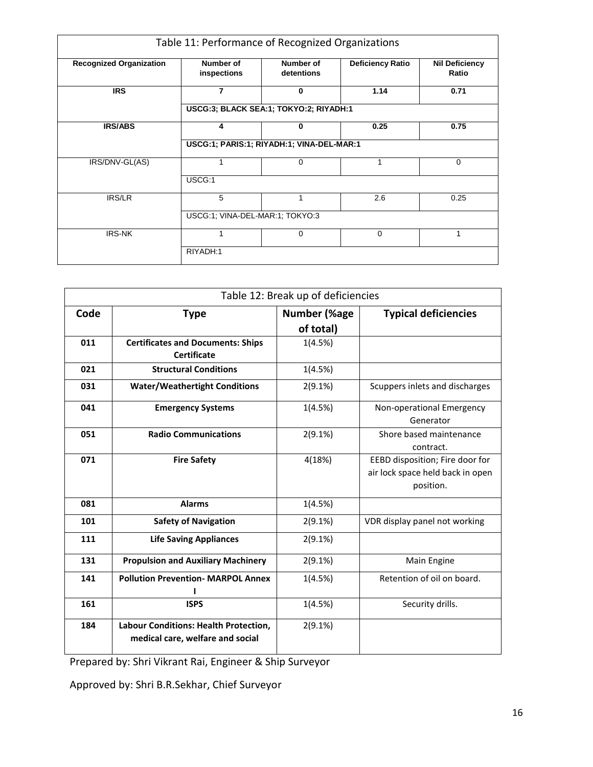Table 11: Performance of Recognized Organizations

| Recognized Organization | Number of inspections | Number of detentions | Deficiency Ratio | Nil Deficiency Ratio |
|---|---|---|---|---|
| **IRS** | **7** | **0** | **1.14** | **0.71** |
| | **USCG:3; BLACK SEA:1; TOKYO:2; RIYADH:1** | | | |
| **IRS/ABS** | **4** | **0** | **0.25** | **0.75** |
| | **USCG:1; PARIS:1; RIYADH:1; VINA-DEL-MAR:1** | | | |
| IRS/DNV-GL(AS) | 1 | 0 | 1 | 0 |
| | USCG:1 | | | |
| IRS/LR | 5 | 1 | 2.6 | 0.25 |
| | USCG:1; VINA-DEL-MAR:1; TOKYO:3 | | | |
| IRS-NK | 1 | 0 | 0 | 1 |
| | RIYADH:1 | | | |

Table 12: Break up of deficiencies

| Code | Type | Number (%age of total) | Typical deficiencies |
|---|---|---|---|
| **011** | **Certificates and Documents: Ships Certificate** | 1(4.5%) | |
| **021** | **Structural Conditions** | 1(4.5%) | |
| **031** | **Water/Weathertight Conditions** | 2(9.1%) | Scuppers inlets and discharges |
| **041** | **Emergency Systems** | 1(4.5%) | Non-operational Emergency Generator |
| **051** | **Radio Communications** | 2(9.1%) | Shore based maintenance contract. |
| **071** | **Fire Safety** | 4(18%) | EEBD disposition; Fire door for air lock space held back in open position. |
| **081** | **Alarms** | 1(4.5%) | |
| **101** | **Safety of Navigation** | 2(9.1%) | VDR display panel not working |
| **111** | **Life Saving Appliances** | 2(9.1%) | |
| **131** | **Propulsion and Auxiliary Machinery** | 2(9.1%) | Main Engine |
| **141** | **Pollution Prevention- MARPOL Annex I** | 1(4.5%) | Retention of oil on board. |
| **161** | **ISPS** | 1(4.5%) | Security drills. |
| **184** | **Labour Conditions: Health Protection, medical care, welfare and social** | 2(9.1%) | |

Prepared by: Shri Vikrant Rai, Engineer & Ship Surveyor

Approved by: Shri B.R.Sekhar, Chief Surveyor